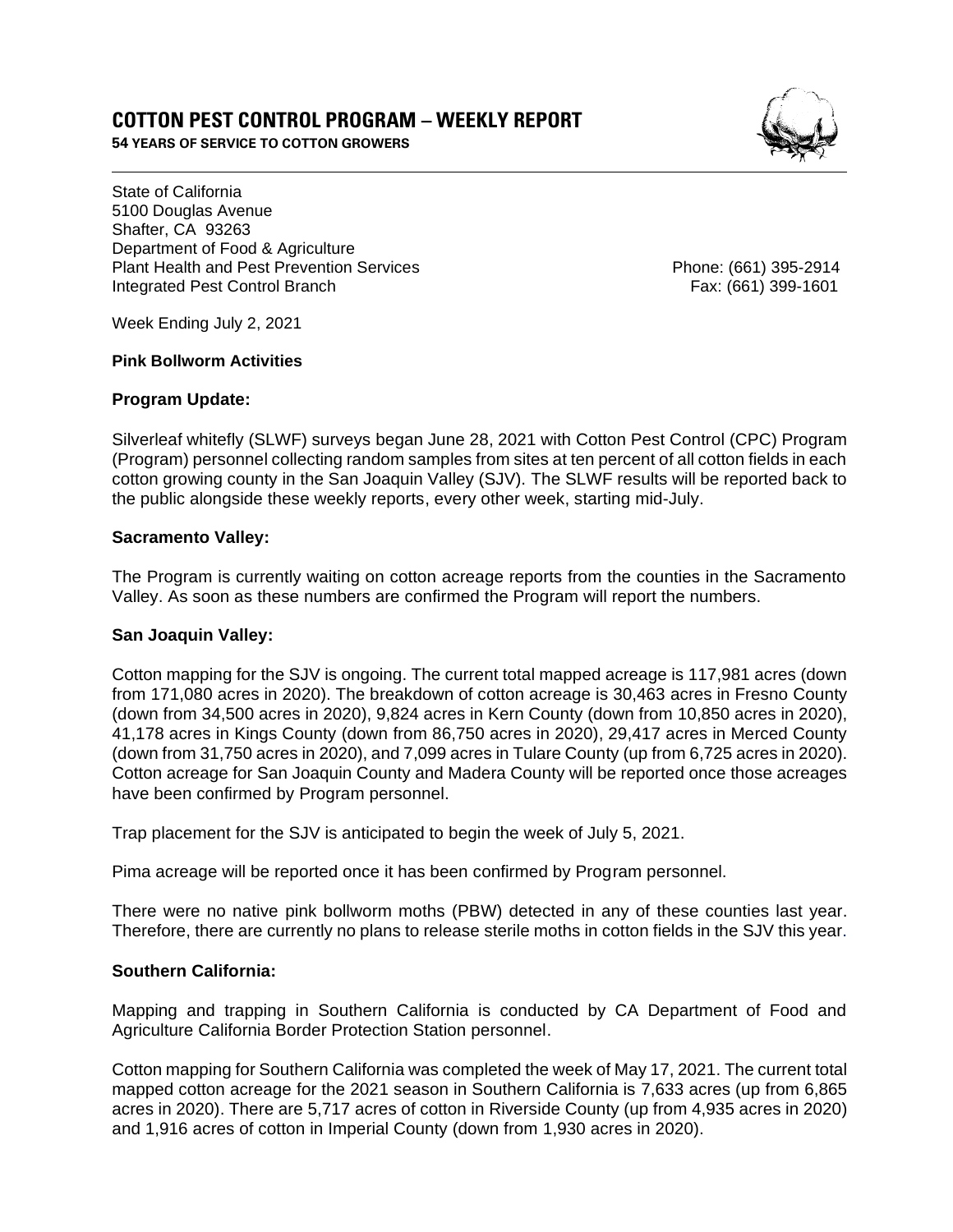# COTTON PEST CONTROL PROGRAM – WEEKLY REPORT

**54 YEARS OF SERVICE TO COTTON GROWERS**

State of California
5100 Douglas Avenue
Shafter, CA 93263
Department of Food & Agriculture
Plant Health and Pest Prevention Services
Integrated Pest Control Branch

Phone: (661) 395-2914
Fax: (661) 399-1601

Week Ending July 2, 2021

**Pink Bollworm Activities**

**Program Update:**

Silverleaf whitefly (SLWF) surveys began June 28, 2021 with Cotton Pest Control (CPC) Program (Program) personnel collecting random samples from sites at ten percent of all cotton fields in each cotton growing county in the San Joaquin Valley (SJV). The SLWF results will be reported back to the public alongside these weekly reports, every other week, starting mid-July.

**Sacramento Valley:**

The Program is currently waiting on cotton acreage reports from the counties in the Sacramento Valley. As soon as these numbers are confirmed the Program will report the numbers.

**San Joaquin Valley:**

Cotton mapping for the SJV is ongoing. The current total mapped acreage is 117,981 acres (down from 171,080 acres in 2020). The breakdown of cotton acreage is 30,463 acres in Fresno County (down from 34,500 acres in 2020), 9,824 acres in Kern County (down from 10,850 acres in 2020), 41,178 acres in Kings County (down from 86,750 acres in 2020), 29,417 acres in Merced County (down from 31,750 acres in 2020), and 7,099 acres in Tulare County (up from 6,725 acres in 2020). Cotton acreage for San Joaquin County and Madera County will be reported once those acreages have been confirmed by Program personnel.

Trap placement for the SJV is anticipated to begin the week of July 5, 2021.

Pima acreage will be reported once it has been confirmed by Program personnel.

There were no native pink bollworm moths (PBW) detected in any of these counties last year. Therefore, there are currently no plans to release sterile moths in cotton fields in the SJV this year.

**Southern California:**

Mapping and trapping in Southern California is conducted by CA Department of Food and Agriculture California Border Protection Station personnel.

Cotton mapping for Southern California was completed the week of May 17, 2021. The current total mapped cotton acreage for the 2021 season in Southern California is 7,633 acres (up from 6,865 acres in 2020). There are 5,717 acres of cotton in Riverside County (up from 4,935 acres in 2020) and 1,916 acres of cotton in Imperial County (down from 1,930 acres in 2020).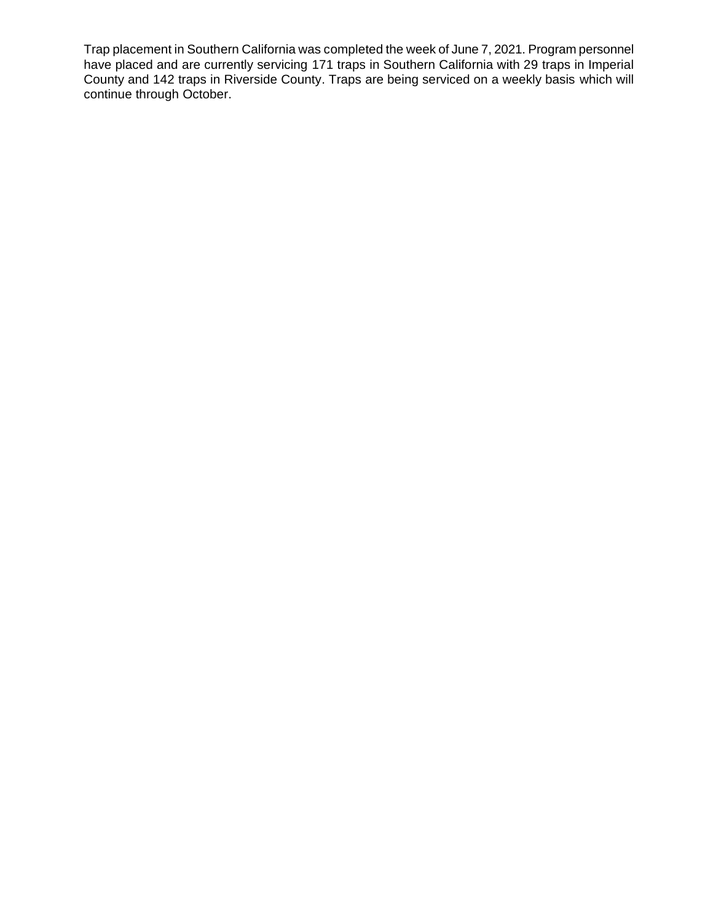Trap placement in Southern California was completed the week of June 7, 2021. Program personnel have placed and are currently servicing 171 traps in Southern California with 29 traps in Imperial County and 142 traps in Riverside County. Traps are being serviced on a weekly basis which will continue through October.